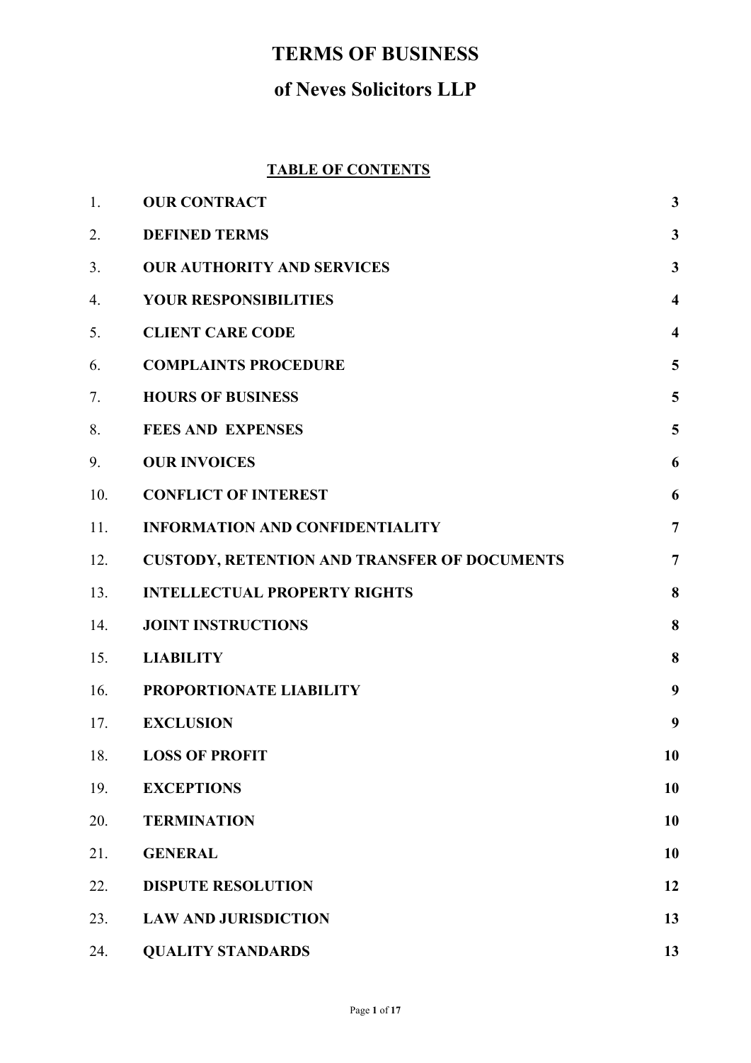# TERMS OF BUSINESS

## of Neves Solicitors LLP

**TABLE OF CONTENTS**

| | | |
|---|---|---|
| 1. | **OUR CONTRACT** | **3** |
| 2. | **DEFINED TERMS** | **3** |
| 3. | **OUR AUTHORITY AND SERVICES** | **3** |
| 4. | **YOUR RESPONSIBILITIES** | **4** |
| 5. | **CLIENT CARE CODE** | **4** |
| 6. | **COMPLAINTS PROCEDURE** | **5** |
| 7. | **HOURS OF BUSINESS** | **5** |
| 8. | **FEES AND EXPENSES** | **5** |
| 9. | **OUR INVOICES** | **6** |
| 10. | **CONFLICT OF INTEREST** | **6** |
| 11. | **INFORMATION AND CONFIDENTIALITY** | **7** |
| 12. | **CUSTODY, RETENTION AND TRANSFER OF DOCUMENTS** | **7** |
| 13. | **INTELLECTUAL PROPERTY RIGHTS** | **8** |
| 14. | **JOINT INSTRUCTIONS** | **8** |
| 15. | **LIABILITY** | **8** |
| 16. | **PROPORTIONATE LIABILITY** | **9** |
| 17. | **EXCLUSION** | **9** |
| 18. | **LOSS OF PROFIT** | **10** |
| 19. | **EXCEPTIONS** | **10** |
| 20. | **TERMINATION** | **10** |
| 21. | **GENERAL** | **10** |
| 22. | **DISPUTE RESOLUTION** | **12** |
| 23. | **LAW AND JURISDICTION** | **13** |
| 24. | **QUALITY STANDARDS** | **13** |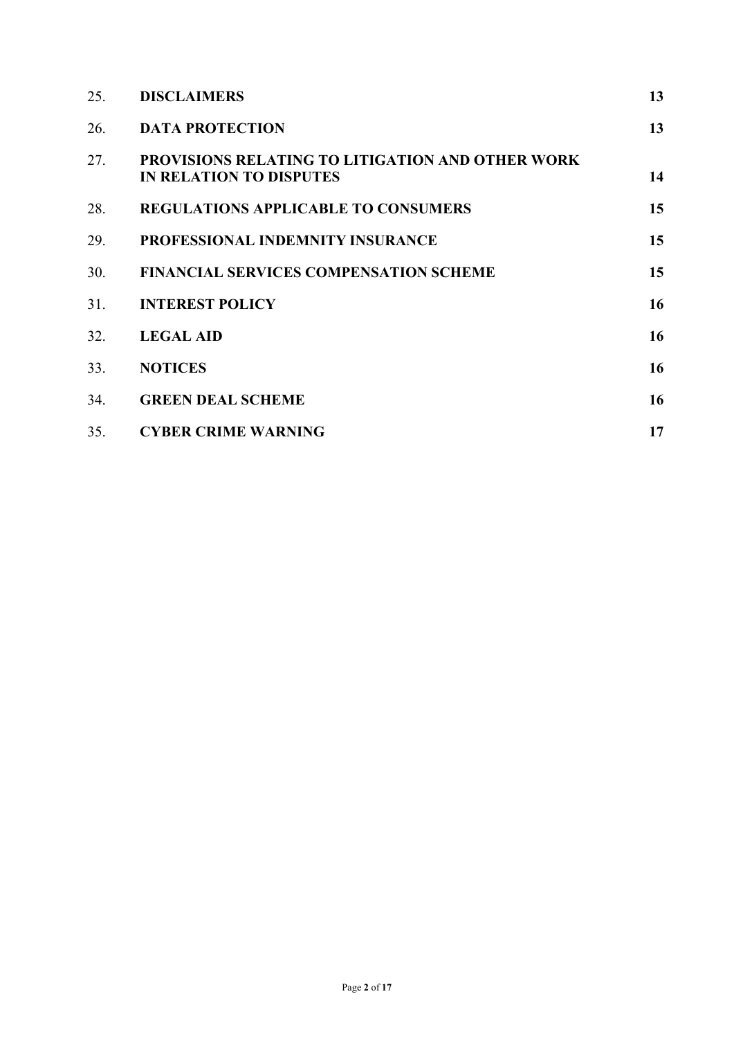| | | |
|---|---|---|
| 25. | **DISCLAIMERS** | **13** |
| 26. | **DATA PROTECTION** | **13** |
| 27. | **PROVISIONS RELATING TO LITIGATION AND OTHER WORK IN RELATION TO DISPUTES** | **14** |
| 28. | **REGULATIONS APPLICABLE TO CONSUMERS** | **15** |
| 29. | **PROFESSIONAL INDEMNITY INSURANCE** | **15** |
| 30. | **FINANCIAL SERVICES COMPENSATION SCHEME** | **15** |
| 31. | **INTEREST POLICY** | **16** |
| 32. | **LEGAL AID** | **16** |
| 33. | **NOTICES** | **16** |
| 34. | **GREEN DEAL SCHEME** | **16** |
| 35. | **CYBER CRIME WARNING** | **17** |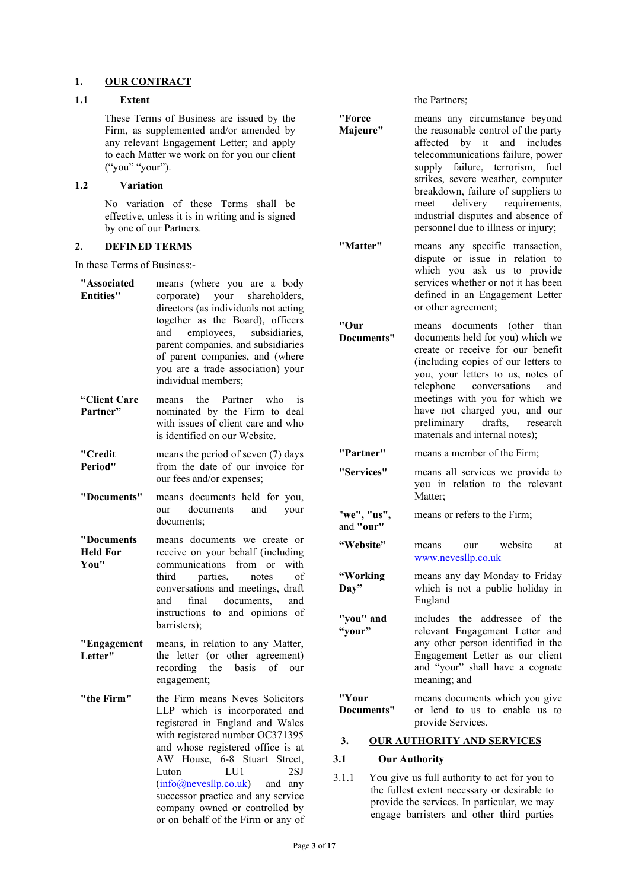## 1. OUR CONTRACT

### 1.1 Extent

These Terms of Business are issued by the Firm, as supplemented and/or amended by any relevant Engagement Letter; and apply to each Matter we work on for you our client ("you" "your").

### 1.2 Variation

No variation of these Terms shall be effective, unless it is in writing and is signed by one of our Partners.

## 2. DEFINED TERMS

In these Terms of Business:-

**"Associated Entities"** means (where you are a body corporate) your shareholders, directors (as individuals not acting together as the Board), officers and employees, subsidiaries, parent companies, and subsidiaries of parent companies, and (where you are a trade association) your individual members;

**"Client Care Partner"** means the Partner who is nominated by the Firm to deal with issues of client care and who is identified on our Website.

**"Credit Period"** means the period of seven (7) days from the date of our invoice for our fees and/or expenses;

**"Documents"** means documents held for you, our documents and your documents;

**"Documents Held For You"** means documents we create or receive on your behalf (including communications from or with third parties, notes of conversations and meetings, draft and final documents, and instructions to and opinions of barristers);

**"Engagement Letter"** means, in relation to any Matter, the letter (or other agreement) recording the basis of our engagement;

**"the Firm"** the Firm means Neves Solicitors LLP which is incorporated and registered in England and Wales with registered number OC371395 and whose registered office is at AW House, 6-8 Stuart Street, Luton LU1 2SJ (info@nevesllp.co.uk) and any successor practice and any service company owned or controlled by or on behalf of the Firm or any of the Partners;

**"Force Majeure"** means any circumstance beyond the reasonable control of the party affected by it and includes telecommunications failure, power supply failure, terrorism, fuel strikes, severe weather, computer breakdown, failure of suppliers to meet delivery requirements, industrial disputes and absence of personnel due to illness or injury;

**"Matter"** means any specific transaction, dispute or issue in relation to which you ask us to provide services whether or not it has been defined in an Engagement Letter or other agreement;

**"Our Documents"** means documents (other than documents held for you) which we create or receive for our benefit (including copies of our letters to you, your letters to us, notes of telephone conversations and meetings with you for which we have not charged you, and our preliminary drafts, research materials and internal notes);

**"Partner"** means a member of the Firm;

**"Services"** means all services we provide to you in relation to the relevant Matter;

**"we", "us", and "our"** means or refers to the Firm;

**"Website"** means our website at www.nevesllp.co.uk

**"Working Day"** means any day Monday to Friday which is not a public holiday in England

**"you" and "your"** includes the addressee of the relevant Engagement Letter and any other person identified in the Engagement Letter as our client and "your" shall have a cognate meaning; and

**"Your Documents"** means documents which you give or lend to us to enable us to provide Services.

## 3. OUR AUTHORITY AND SERVICES

### 3.1 Our Authority

3.1.1 You give us full authority to act for you to the fullest extent necessary or desirable to provide the services. In particular, we may engage barristers and other third parties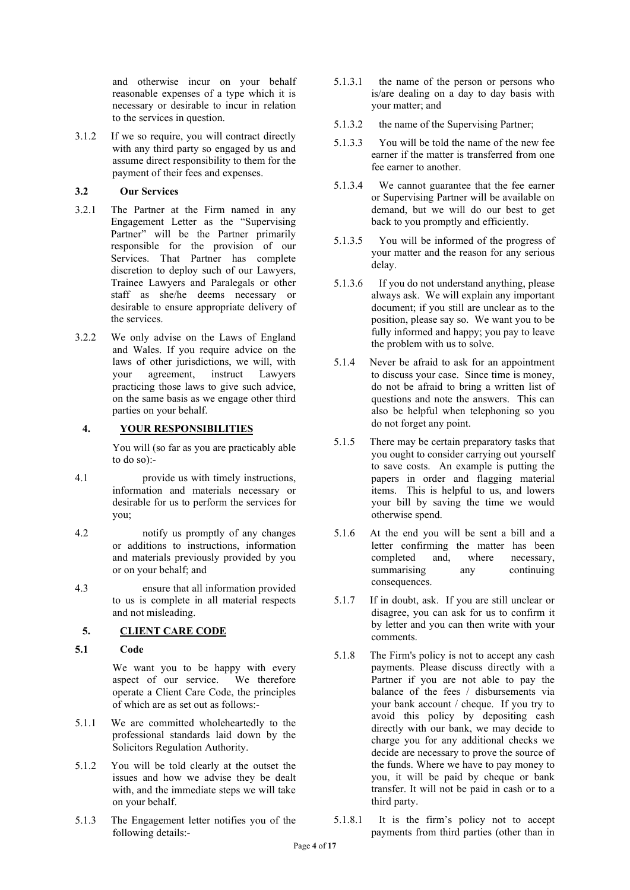and otherwise incur on your behalf reasonable expenses of a type which it is necessary or desirable to incur in relation to the services in question.

3.1.2 If we so require, you will contract directly with any third party so engaged by us and assume direct responsibility to them for the payment of their fees and expenses.

**3.2 Our Services**

3.2.1 The Partner at the Firm named in any Engagement Letter as the "Supervising Partner" will be the Partner primarily responsible for the provision of our Services. That Partner has complete discretion to deploy such of our Lawyers, Trainee Lawyers and Paralegals or other staff as she/he deems necessary or desirable to ensure appropriate delivery of the services.

3.2.2 We only advise on the Laws of England and Wales. If you require advice on the laws of other jurisdictions, we will, with your agreement, instruct Lawyers practicing those laws to give such advice, on the same basis as we engage other third parties on your behalf.

## 4. YOUR RESPONSIBILITIES

You will (so far as you are practicably able to do so):-

4.1 provide us with timely instructions, information and materials necessary or desirable for us to perform the services for you;

4.2 notify us promptly of any changes or additions to instructions, information and materials previously provided by you or on your behalf; and

4.3 ensure that all information provided to us is complete in all material respects and not misleading.

## 5. CLIENT CARE CODE

**5.1 Code**

We want you to be happy with every aspect of our service. We therefore operate a Client Care Code, the principles of which are as set out as follows:-

5.1.1 We are committed wholeheartedly to the professional standards laid down by the Solicitors Regulation Authority.

5.1.2 You will be told clearly at the outset the issues and how we advise they be dealt with, and the immediate steps we will take on your behalf.

5.1.3 The Engagement letter notifies you of the following details:-

5.1.3.1 the name of the person or persons who is/are dealing on a day to day basis with your matter; and

5.1.3.2 the name of the Supervising Partner;

5.1.3.3 You will be told the name of the new fee earner if the matter is transferred from one fee earner to another.

5.1.3.4 We cannot guarantee that the fee earner or Supervising Partner will be available on demand, but we will do our best to get back to you promptly and efficiently.

5.1.3.5 You will be informed of the progress of your matter and the reason for any serious delay.

5.1.3.6 If you do not understand anything, please always ask. We will explain any important document; if you still are unclear as to the position, please say so. We want you to be fully informed and happy; you pay to leave the problem with us to solve.

5.1.4 Never be afraid to ask for an appointment to discuss your case. Since time is money, do not be afraid to bring a written list of questions and note the answers. This can also be helpful when telephoning so you do not forget any point.

5.1.5 There may be certain preparatory tasks that you ought to consider carrying out yourself to save costs. An example is putting the papers in order and flagging material items. This is helpful to us, and lowers your bill by saving the time we would otherwise spend.

5.1.6 At the end you will be sent a bill and a letter confirming the matter has been completed and, where necessary, summarising any continuing consequences.

5.1.7 If in doubt, ask. If you are still unclear or disagree, you can ask for us to confirm it by letter and you can then write with your comments.

5.1.8 The Firm's policy is not to accept any cash payments. Please discuss directly with a Partner if you are not able to pay the balance of the fees / disbursements via your bank account / cheque. If you try to avoid this policy by depositing cash directly with our bank, we may decide to charge you for any additional checks we decide are necessary to prove the source of the funds. Where we have to pay money to you, it will be paid by cheque or bank transfer. It will not be paid in cash or to a third party.

5.1.8.1 It is the firm's policy not to accept payments from third parties (other than in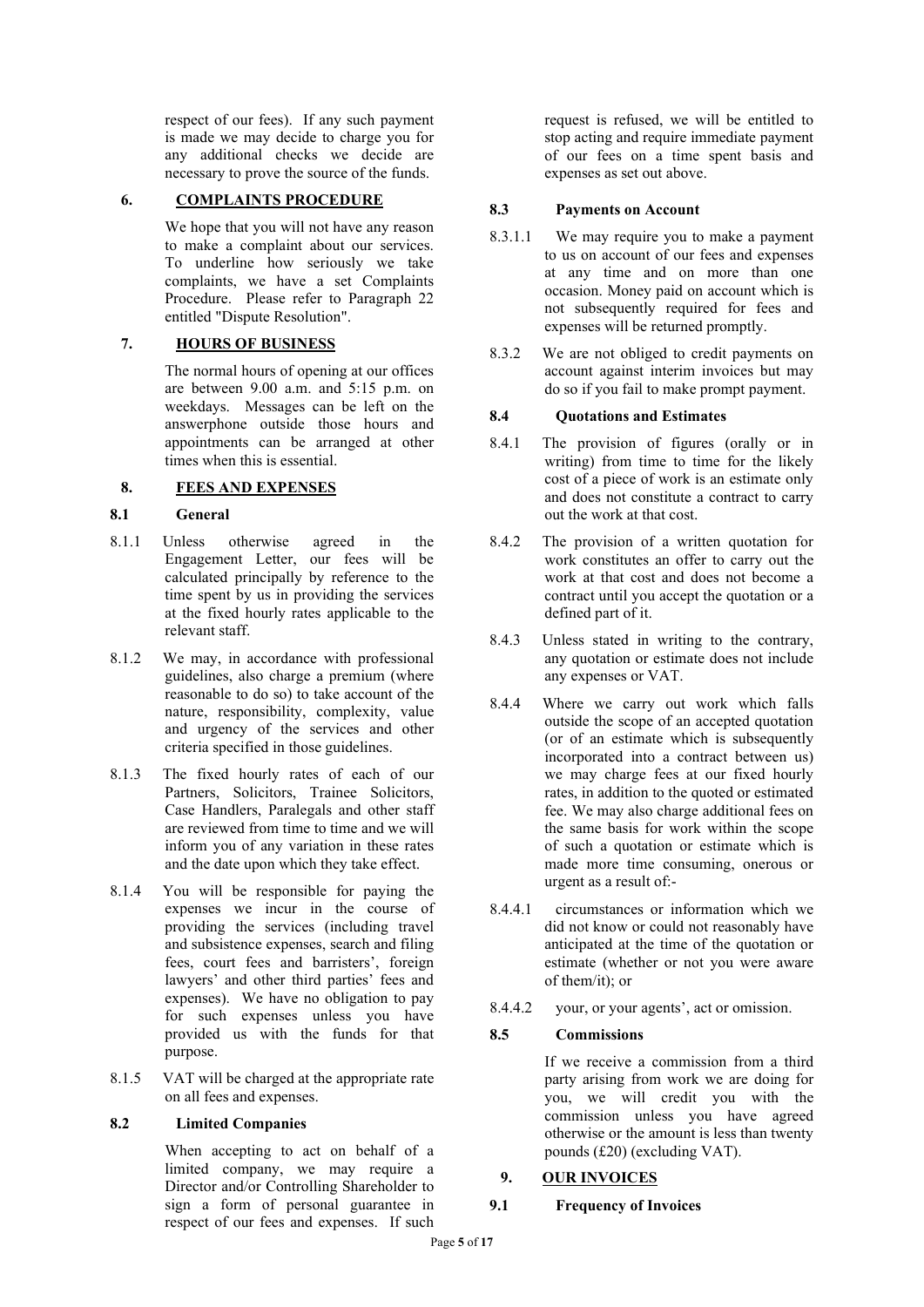respect of our fees). If any such payment is made we may decide to charge you for any additional checks we decide are necessary to prove the source of the funds.

## 6. COMPLAINTS PROCEDURE

We hope that you will not have any reason to make a complaint about our services. To underline how seriously we take complaints, we have a set Complaints Procedure. Please refer to Paragraph 22 entitled "Dispute Resolution".

## 7. HOURS OF BUSINESS

The normal hours of opening at our offices are between 9.00 a.m. and 5:15 p.m. on weekdays. Messages can be left on the answerphone outside those hours and appointments can be arranged at other times when this is essential.

## 8. FEES AND EXPENSES

### 8.1 General

8.1.1 Unless otherwise agreed in the Engagement Letter, our fees will be calculated principally by reference to the time spent by us in providing the services at the fixed hourly rates applicable to the relevant staff.

8.1.2 We may, in accordance with professional guidelines, also charge a premium (where reasonable to do so) to take account of the nature, responsibility, complexity, value and urgency of the services and other criteria specified in those guidelines.

8.1.3 The fixed hourly rates of each of our Partners, Solicitors, Trainee Solicitors, Case Handlers, Paralegals and other staff are reviewed from time to time and we will inform you of any variation in these rates and the date upon which they take effect.

8.1.4 You will be responsible for paying the expenses we incur in the course of providing the services (including travel and subsistence expenses, search and filing fees, court fees and barristers', foreign lawyers' and other third parties' fees and expenses). We have no obligation to pay for such expenses unless you have provided us with the funds for that purpose.

8.1.5 VAT will be charged at the appropriate rate on all fees and expenses.

### 8.2 Limited Companies

When accepting to act on behalf of a limited company, we may require a Director and/or Controlling Shareholder to sign a form of personal guarantee in respect of our fees and expenses. If such request is refused, we will be entitled to stop acting and require immediate payment of our fees on a time spent basis and expenses as set out above.

### 8.3 Payments on Account

8.3.1.1 We may require you to make a payment to us on account of our fees and expenses at any time and on more than one occasion. Money paid on account which is not subsequently required for fees and expenses will be returned promptly.

8.3.2 We are not obliged to credit payments on account against interim invoices but may do so if you fail to make prompt payment.

### 8.4 Quotations and Estimates

8.4.1 The provision of figures (orally or in writing) from time to time for the likely cost of a piece of work is an estimate only and does not constitute a contract to carry out the work at that cost.

8.4.2 The provision of a written quotation for work constitutes an offer to carry out the work at that cost and does not become a contract until you accept the quotation or a defined part of it.

8.4.3 Unless stated in writing to the contrary, any quotation or estimate does not include any expenses or VAT.

8.4.4 Where we carry out work which falls outside the scope of an accepted quotation (or of an estimate which is subsequently incorporated into a contract between us) we may charge fees at our fixed hourly rates, in addition to the quoted or estimated fee. We may also charge additional fees on the same basis for work within the scope of such a quotation or estimate which is made more time consuming, onerous or urgent as a result of:-

8.4.4.1 circumstances or information which we did not know or could not reasonably have anticipated at the time of the quotation or estimate (whether or not you were aware of them/it); or

8.4.4.2 your, or your agents', act or omission.

### 8.5 Commissions

If we receive a commission from a third party arising from work we are doing for you, we will credit you with the commission unless you have agreed otherwise or the amount is less than twenty pounds (£20) (excluding VAT).

## 9. OUR INVOICES

### 9.1 Frequency of Invoices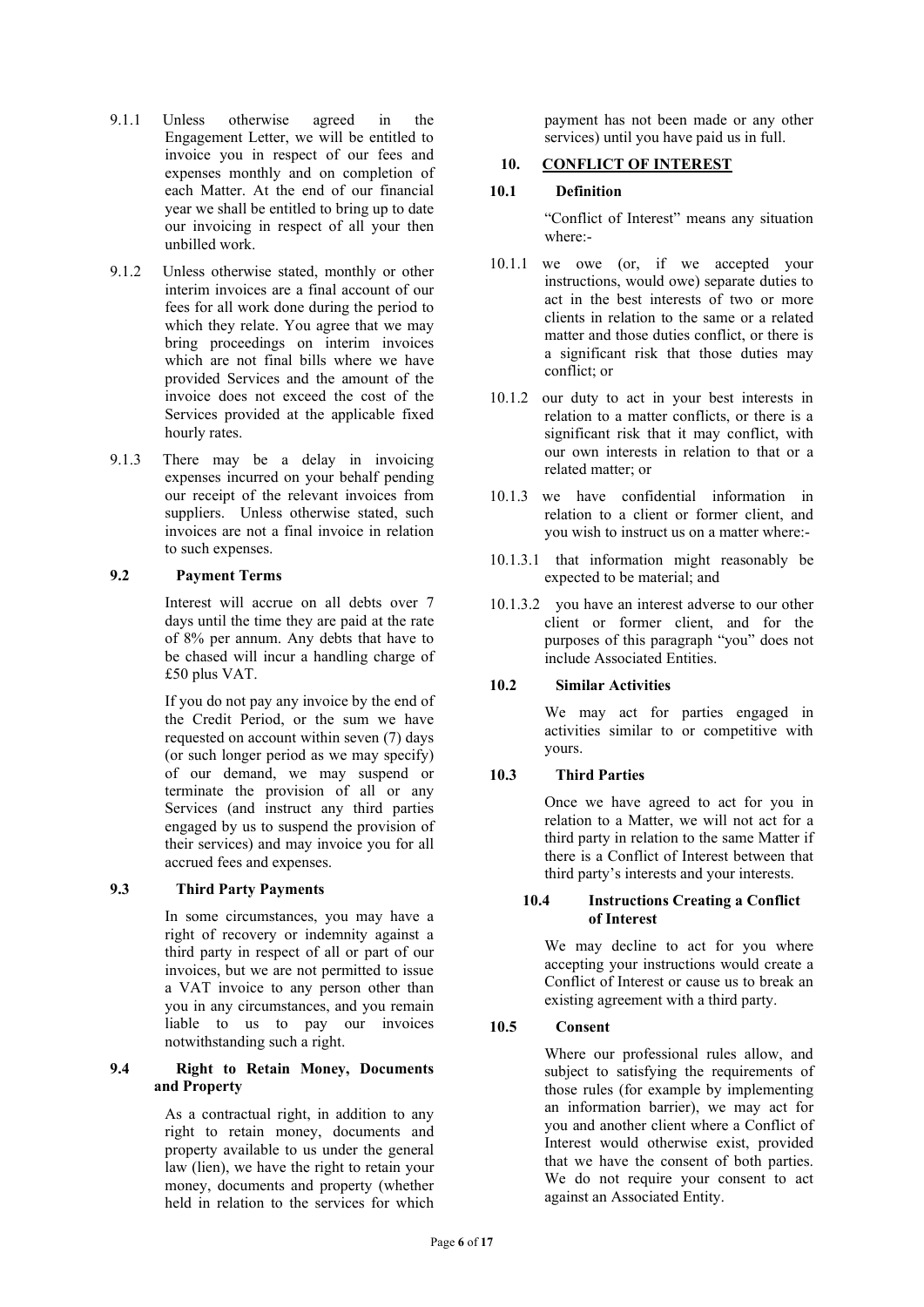9.1.1 Unless otherwise agreed in the Engagement Letter, we will be entitled to invoice you in respect of our fees and expenses monthly and on completion of each Matter. At the end of our financial year we shall be entitled to bring up to date our invoicing in respect of all your then unbilled work.

9.1.2 Unless otherwise stated, monthly or other interim invoices are a final account of our fees for all work done during the period to which they relate. You agree that we may bring proceedings on interim invoices which are not final bills where we have provided Services and the amount of the invoice does not exceed the cost of the Services provided at the applicable fixed hourly rates.

9.1.3 There may be a delay in invoicing expenses incurred on your behalf pending our receipt of the relevant invoices from suppliers. Unless otherwise stated, such invoices are not a final invoice in relation to such expenses.

### 9.2 Payment Terms

Interest will accrue on all debts over 7 days until the time they are paid at the rate of 8% per annum. Any debts that have to be chased will incur a handling charge of £50 plus VAT.

If you do not pay any invoice by the end of the Credit Period, or the sum we have requested on account within seven (7) days (or such longer period as we may specify) of our demand, we may suspend or terminate the provision of all or any Services (and instruct any third parties engaged by us to suspend the provision of their services) and may invoice you for all accrued fees and expenses.

### 9.3 Third Party Payments

In some circumstances, you may have a right of recovery or indemnity against a third party in respect of all or part of our invoices, but we are not permitted to issue a VAT invoice to any person other than you in any circumstances, and you remain liable to us to pay our invoices notwithstanding such a right.

### 9.4 Right to Retain Money, Documents and Property

As a contractual right, in addition to any right to retain money, documents and property available to us under the general law (lien), we have the right to retain your money, documents and property (whether held in relation to the services for which payment has not been made or any other services) until you have paid us in full.

## 10. CONFLICT OF INTEREST

### 10.1 Definition

"Conflict of Interest" means any situation where:-

10.1.1 we owe (or, if we accepted your instructions, would owe) separate duties to act in the best interests of two or more clients in relation to the same or a related matter and those duties conflict, or there is a significant risk that those duties may conflict; or

10.1.2 our duty to act in your best interests in relation to a matter conflicts, or there is a significant risk that it may conflict, with our own interests in relation to that or a related matter; or

10.1.3 we have confidential information in relation to a client or former client, and you wish to instruct us on a matter where:-

10.1.3.1 that information might reasonably be expected to be material; and

10.1.3.2 you have an interest adverse to our other client or former client, and for the purposes of this paragraph "you" does not include Associated Entities.

### 10.2 Similar Activities

We may act for parties engaged in activities similar to or competitive with yours.

### 10.3 Third Parties

Once we have agreed to act for you in relation to a Matter, we will not act for a third party in relation to the same Matter if there is a Conflict of Interest between that third party's interests and your interests.

### 10.4 Instructions Creating a Conflict of Interest

We may decline to act for you where accepting your instructions would create a Conflict of Interest or cause us to break an existing agreement with a third party.

### 10.5 Consent

Where our professional rules allow, and subject to satisfying the requirements of those rules (for example by implementing an information barrier), we may act for you and another client where a Conflict of Interest would otherwise exist, provided that we have the consent of both parties. We do not require your consent to act against an Associated Entity.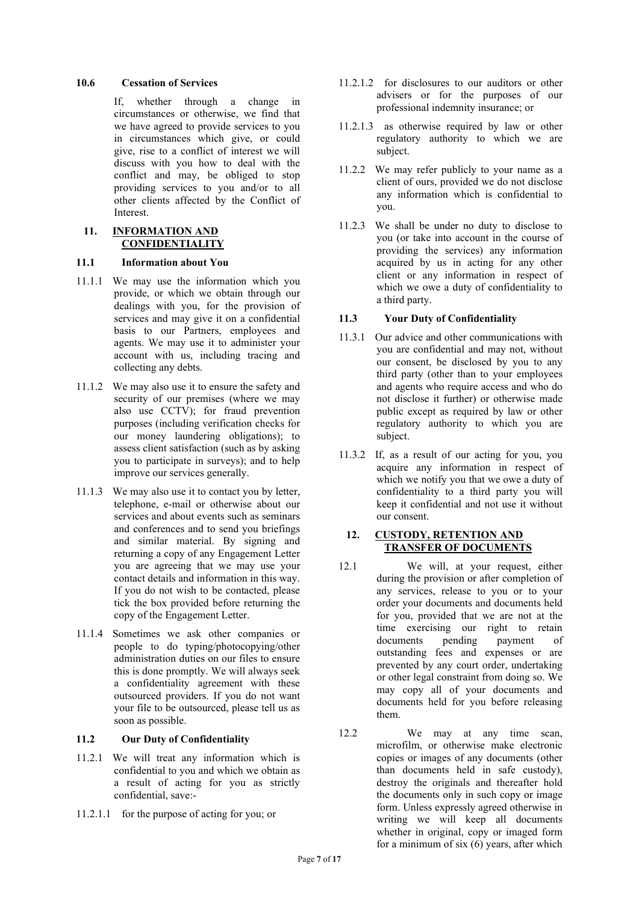**10.6 Cessation of Services**

If, whether through a change in circumstances or otherwise, we find that we have agreed to provide services to you in circumstances which give, or could give, rise to a conflict of interest we will discuss with you how to deal with the conflict and may, be obliged to stop providing services to you and/or to all other clients affected by the Conflict of Interest.

## 11. INFORMATION AND CONFIDENTIALITY

**11.1 Information about You**

11.1.1 We may use the information which you provide, or which we obtain through our dealings with you, for the provision of services and may give it on a confidential basis to our Partners, employees and agents. We may use it to administer your account with us, including tracing and collecting any debts.

11.1.2 We may also use it to ensure the safety and security of our premises (where we may also use CCTV); for fraud prevention purposes (including verification checks for our money laundering obligations); to assess client satisfaction (such as by asking you to participate in surveys); and to help improve our services generally.

11.1.3 We may also use it to contact you by letter, telephone, e-mail or otherwise about our services and about events such as seminars and conferences and to send you briefings and similar material. By signing and returning a copy of any Engagement Letter you are agreeing that we may use your contact details and information in this way. If you do not wish to be contacted, please tick the box provided before returning the copy of the Engagement Letter.

11.1.4 Sometimes we ask other companies or people to do typing/photocopying/other administration duties on our files to ensure this is done promptly. We will always seek a confidentiality agreement with these outsourced providers. If you do not want your file to be outsourced, please tell us as soon as possible.

**11.2 Our Duty of Confidentiality**

11.2.1 We will treat any information which is confidential to you and which we obtain as a result of acting for you as strictly confidential, save:-

11.2.1.1 for the purpose of acting for you; or

11.2.1.2 for disclosures to our auditors or other advisers or for the purposes of our professional indemnity insurance; or

11.2.1.3 as otherwise required by law or other regulatory authority to which we are subject.

11.2.2 We may refer publicly to your name as a client of ours, provided we do not disclose any information which is confidential to you.

11.2.3 We shall be under no duty to disclose to you (or take into account in the course of providing the services) any information acquired by us in acting for any other client or any information in respect of which we owe a duty of confidentiality to a third party.

**11.3 Your Duty of Confidentiality**

11.3.1 Our advice and other communications with you are confidential and may not, without our consent, be disclosed by you to any third party (other than to your employees and agents who require access and who do not disclose it further) or otherwise made public except as required by law or other regulatory authority to which you are subject.

11.3.2 If, as a result of our acting for you, you acquire any information in respect of which we notify you that we owe a duty of confidentiality to a third party you will keep it confidential and not use it without our consent.

## 12. CUSTODY, RETENTION AND TRANSFER OF DOCUMENTS

12.1 We will, at your request, either during the provision or after completion of any services, release to you or to your order your documents and documents held for you, provided that we are not at the time exercising our right to retain documents pending payment of outstanding fees and expenses or are prevented by any court order, undertaking or other legal constraint from doing so. We may copy all of your documents and documents held for you before releasing them.

12.2 We may at any time scan, microfilm, or otherwise make electronic copies or images of any documents (other than documents held in safe custody), destroy the originals and thereafter hold the documents only in such copy or image form. Unless expressly agreed otherwise in writing we will keep all documents whether in original, copy or imaged form for a minimum of six (6) years, after which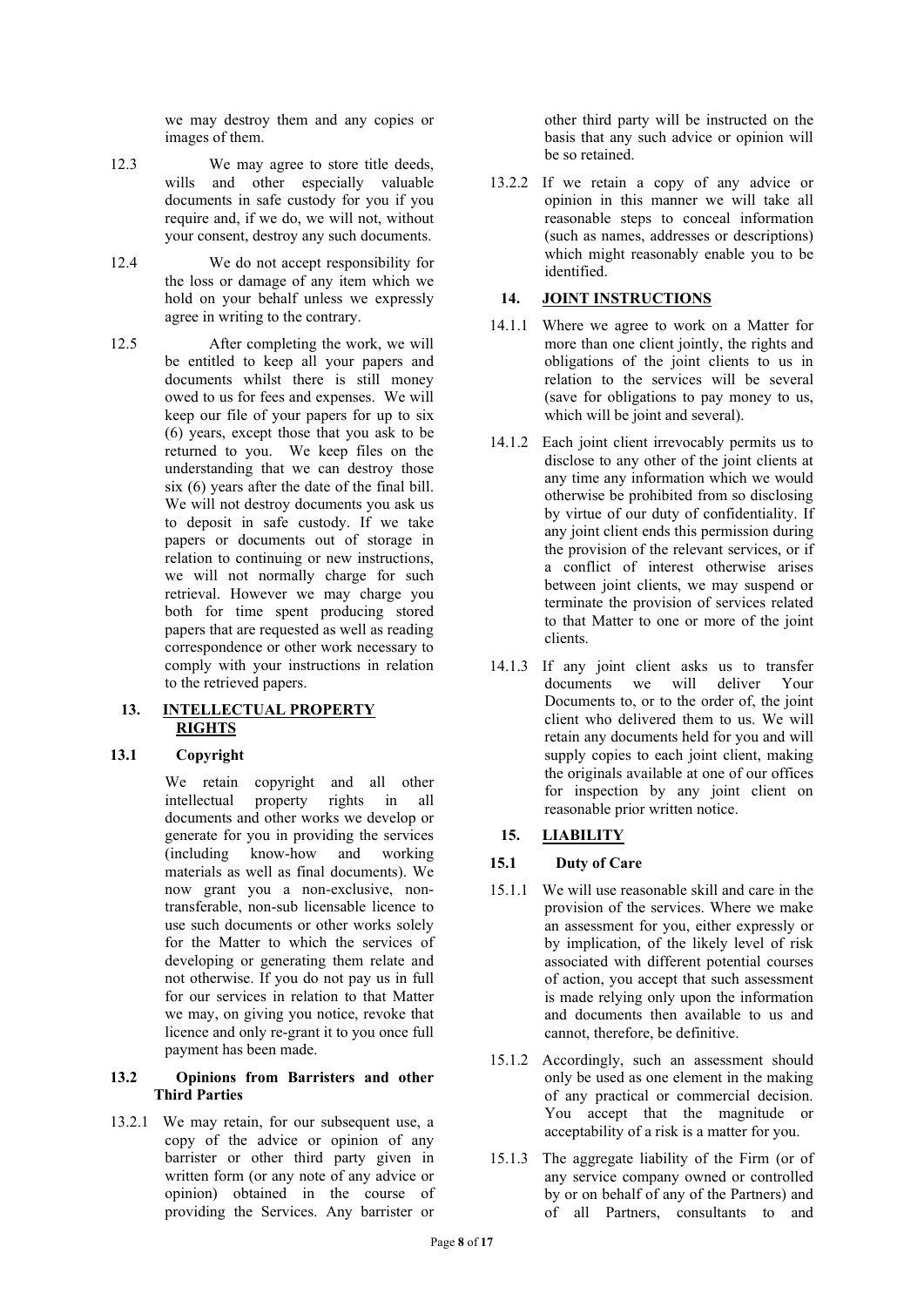we may destroy them and any copies or images of them.

12.3 We may agree to store title deeds, wills and other especially valuable documents in safe custody for you if you require and, if we do, we will not, without your consent, destroy any such documents.

12.4 We do not accept responsibility for the loss or damage of any item which we hold on your behalf unless we expressly agree in writing to the contrary.

12.5 After completing the work, we will be entitled to keep all your papers and documents whilst there is still money owed to us for fees and expenses. We will keep our file of your papers for up to six (6) years, except those that you ask to be returned to you. We keep files on the understanding that we can destroy those six (6) years after the date of the final bill. We will not destroy documents you ask us to deposit in safe custody. If we take papers or documents out of storage in relation to continuing or new instructions, we will not normally charge for such retrieval. However we may charge you both for time spent producing stored papers that are requested as well as reading correspondence or other work necessary to comply with your instructions in relation to the retrieved papers.

## 13. INTELLECTUAL PROPERTY RIGHTS

### 13.1 Copyright

We retain copyright and all other intellectual property rights in all documents and other works we develop or generate for you in providing the services (including know-how and working materials as well as final documents). We now grant you a non-exclusive, non-transferable, non-sub licensable licence to use such documents or other works solely for the Matter to which the services of developing or generating them relate and not otherwise. If you do not pay us in full for our services in relation to that Matter we may, on giving you notice, revoke that licence and only re-grant it to you once full payment has been made.

### 13.2 Opinions from Barristers and other Third Parties

13.2.1 We may retain, for our subsequent use, a copy of the advice or opinion of any barrister or other third party given in written form (or any note of any advice or opinion) obtained in the course of providing the Services. Any barrister or other third party will be instructed on the basis that any such advice or opinion will be so retained.

13.2.2 If we retain a copy of any advice or opinion in this manner we will take all reasonable steps to conceal information (such as names, addresses or descriptions) which might reasonably enable you to be identified.

## 14. JOINT INSTRUCTIONS

14.1.1 Where we agree to work on a Matter for more than one client jointly, the rights and obligations of the joint clients to us in relation to the services will be several (save for obligations to pay money to us, which will be joint and several).

14.1.2 Each joint client irrevocably permits us to disclose to any other of the joint clients at any time any information which we would otherwise be prohibited from so disclosing by virtue of our duty of confidentiality. If any joint client ends this permission during the provision of the relevant services, or if a conflict of interest otherwise arises between joint clients, we may suspend or terminate the provision of services related to that Matter to one or more of the joint clients.

14.1.3 If any joint client asks us to transfer documents we will deliver Your Documents to, or to the order of, the joint client who delivered them to us. We will retain any documents held for you and will supply copies to each joint client, making the originals available at one of our offices for inspection by any joint client on reasonable prior written notice.

## 15. LIABILITY

### 15.1 Duty of Care

15.1.1 We will use reasonable skill and care in the provision of the services. Where we make an assessment for you, either expressly or by implication, of the likely level of risk associated with different potential courses of action, you accept that such assessment is made relying only upon the information and documents then available to us and cannot, therefore, be definitive.

15.1.2 Accordingly, such an assessment should only be used as one element in the making of any practical or commercial decision. You accept that the magnitude or acceptability of a risk is a matter for you.

15.1.3 The aggregate liability of the Firm (or of any service company owned or controlled by or on behalf of any of the Partners) and of all Partners, consultants to and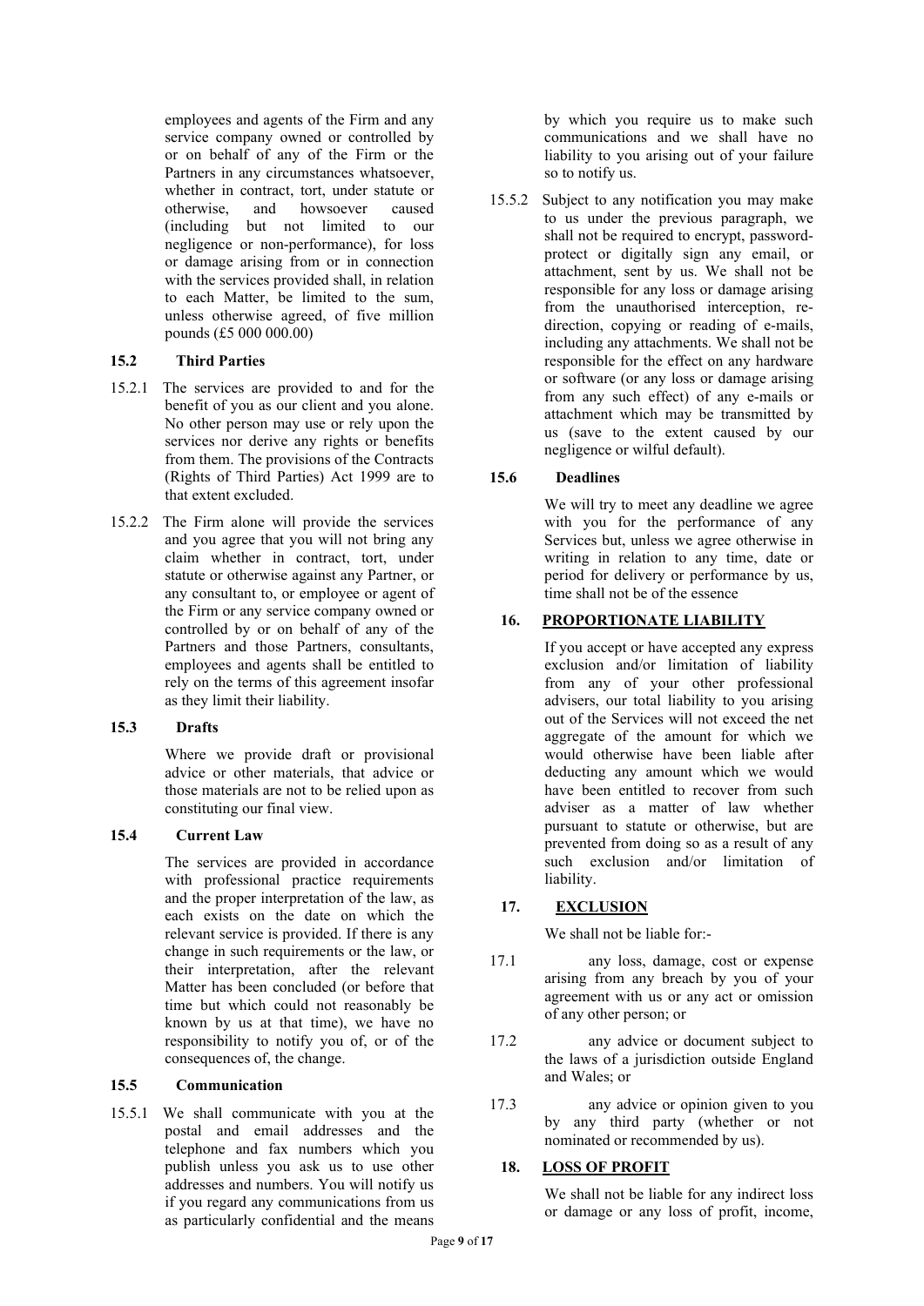employees and agents of the Firm and any service company owned or controlled by or on behalf of any of the Firm or the Partners in any circumstances whatsoever, whether in contract, tort, under statute or otherwise, and howsoever caused (including but not limited to our negligence or non-performance), for loss or damage arising from or in connection with the services provided shall, in relation to each Matter, be limited to the sum, unless otherwise agreed, of five million pounds (£5 000 000.00)

### 15.2 Third Parties

15.2.1 The services are provided to and for the benefit of you as our client and you alone. No other person may use or rely upon the services nor derive any rights or benefits from them. The provisions of the Contracts (Rights of Third Parties) Act 1999 are to that extent excluded.

15.2.2 The Firm alone will provide the services and you agree that you will not bring any claim whether in contract, tort, under statute or otherwise against any Partner, or any consultant to, or employee or agent of the Firm or any service company owned or controlled by or on behalf of any of the Partners and those Partners, consultants, employees and agents shall be entitled to rely on the terms of this agreement insofar as they limit their liability.

### 15.3 Drafts

Where we provide draft or provisional advice or other materials, that advice or those materials are not to be relied upon as constituting our final view.

### 15.4 Current Law

The services are provided in accordance with professional practice requirements and the proper interpretation of the law, as each exists on the date on which the relevant service is provided. If there is any change in such requirements or the law, or their interpretation, after the relevant Matter has been concluded (or before that time but which could not reasonably be known by us at that time), we have no responsibility to notify you of, or of the consequences of, the change.

### 15.5 Communication

15.5.1 We shall communicate with you at the postal and email addresses and the telephone and fax numbers which you publish unless you ask us to use other addresses and numbers. You will notify us if you regard any communications from us as particularly confidential and the means by which you require us to make such communications and we shall have no liability to you arising out of your failure so to notify us.

15.5.2 Subject to any notification you may make to us under the previous paragraph, we shall not be required to encrypt, password-protect or digitally sign any email, or attachment, sent by us. We shall not be responsible for any loss or damage arising from the unauthorised interception, re-direction, copying or reading of e-mails, including any attachments. We shall not be responsible for the effect on any hardware or software (or any loss or damage arising from any such effect) of any e-mails or attachment which may be transmitted by us (save to the extent caused by our negligence or wilful default).

### 15.6 Deadlines

We will try to meet any deadline we agree with you for the performance of any Services but, unless we agree otherwise in writing in relation to any time, date or period for delivery or performance by us, time shall not be of the essence

## 16. PROPORTIONATE LIABILITY

If you accept or have accepted any express exclusion and/or limitation of liability from any of your other professional advisers, our total liability to you arising out of the Services will not exceed the net aggregate of the amount for which we would otherwise have been liable after deducting any amount which we would have been entitled to recover from such adviser as a matter of law whether pursuant to statute or otherwise, but are prevented from doing so as a result of any such exclusion and/or limitation of liability.

## 17. EXCLUSION

We shall not be liable for:-

17.1 any loss, damage, cost or expense arising from any breach by you of your agreement with us or any act or omission of any other person; or

17.2 any advice or document subject to the laws of a jurisdiction outside England and Wales; or

17.3 any advice or opinion given to you by any third party (whether or not nominated or recommended by us).

## 18. LOSS OF PROFIT

We shall not be liable for any indirect loss or damage or any loss of profit, income,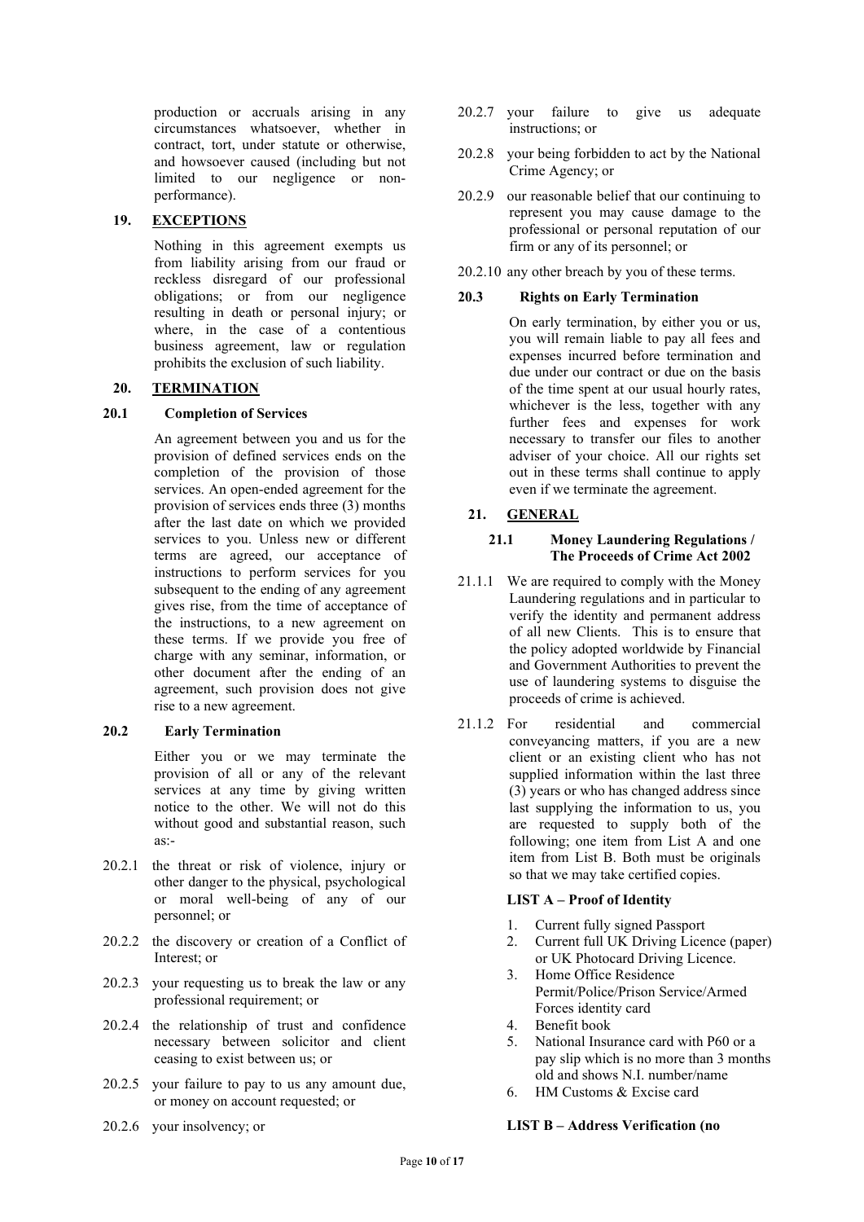production or accruals arising in any circumstances whatsoever, whether in contract, tort, under statute or otherwise, and howsoever caused (including but not limited to our negligence or non-performance).

## 19. EXCEPTIONS

Nothing in this agreement exempts us from liability arising from our fraud or reckless disregard of our professional obligations; or from our negligence resulting in death or personal injury; or where, in the case of a contentious business agreement, law or regulation prohibits the exclusion of such liability.

## 20. TERMINATION

### 20.1 Completion of Services

An agreement between you and us for the provision of defined services ends on the completion of the provision of those services. An open-ended agreement for the provision of services ends three (3) months after the last date on which we provided services to you. Unless new or different terms are agreed, our acceptance of instructions to perform services for you subsequent to the ending of any agreement gives rise, from the time of acceptance of the instructions, to a new agreement on these terms. If we provide you free of charge with any seminar, information, or other document after the ending of an agreement, such provision does not give rise to a new agreement.

### 20.2 Early Termination

Either you or we may terminate the provision of all or any of the relevant services at any time by giving written notice to the other. We will not do this without good and substantial reason, such as:-

20.2.1 the threat or risk of violence, injury or other danger to the physical, psychological or moral well-being of any of our personnel; or

20.2.2 the discovery or creation of a Conflict of Interest; or

20.2.3 your requesting us to break the law or any professional requirement; or

20.2.4 the relationship of trust and confidence necessary between solicitor and client ceasing to exist between us; or

20.2.5 your failure to pay to us any amount due, or money on account requested; or

20.2.6 your insolvency; or

20.2.7 your failure to give us adequate instructions; or

20.2.8 your being forbidden to act by the National Crime Agency; or

20.2.9 our reasonable belief that our continuing to represent you may cause damage to the professional or personal reputation of our firm or any of its personnel; or

20.2.10 any other breach by you of these terms.

### 20.3 Rights on Early Termination

On early termination, by either you or us, you will remain liable to pay all fees and expenses incurred before termination and due under our contract or due on the basis of the time spent at our usual hourly rates, whichever is the less, together with any further fees and expenses for work necessary to transfer our files to another adviser of your choice. All our rights set out in these terms shall continue to apply even if we terminate the agreement.

## 21. GENERAL

### 21.1 Money Laundering Regulations / The Proceeds of Crime Act 2002

21.1.1 We are required to comply with the Money Laundering regulations and in particular to verify the identity and permanent address of all new Clients. This is to ensure that the policy adopted worldwide by Financial and Government Authorities to prevent the use of laundering systems to disguise the proceeds of crime is achieved.

21.1.2 For residential and commercial conveyancing matters, if you are a new client or an existing client who has not supplied information within the last three (3) years or who has changed address since last supplying the information to us, you are requested to supply both of the following; one item from List A and one item from List B. Both must be originals so that we may take certified copies.

**LIST A – Proof of Identity**

1. Current fully signed Passport
2. Current full UK Driving Licence (paper) or UK Photocard Driving Licence.
3. Home Office Residence Permit/Police/Prison Service/Armed Forces identity card
4. Benefit book
5. National Insurance card with P60 or a pay slip which is no more than 3 months old and shows N.I. number/name
6. HM Customs & Excise card

**LIST B – Address Verification (no**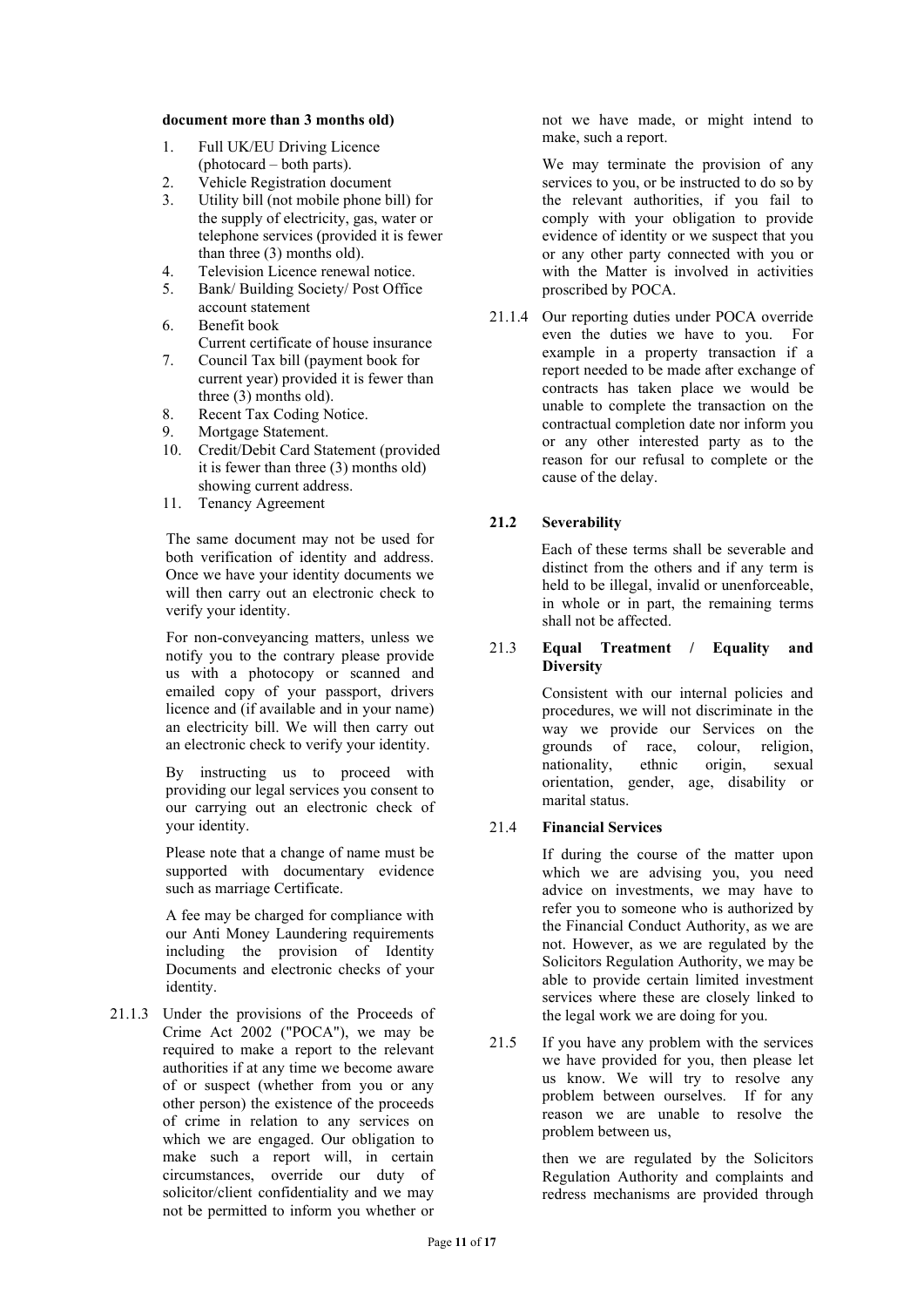**document more than 3 months old)**

1. Full UK/EU Driving Licence (photocard – both parts).
2. Vehicle Registration document
3. Utility bill (not mobile phone bill) for the supply of electricity, gas, water or telephone services (provided it is fewer than three (3) months old).
4. Television Licence renewal notice.
5. Bank/ Building Society/ Post Office account statement
6. Benefit book
   Current certificate of house insurance
7. Council Tax bill (payment book for current year) provided it is fewer than three (3) months old).
8. Recent Tax Coding Notice.
9. Mortgage Statement.
10. Credit/Debit Card Statement (provided it is fewer than three (3) months old) showing current address.
11. Tenancy Agreement

The same document may not be used for both verification of identity and address. Once we have your identity documents we will then carry out an electronic check to verify your identity.

For non-conveyancing matters, unless we notify you to the contrary please provide us with a photocopy or scanned and emailed copy of your passport, drivers licence and (if available and in your name) an electricity bill. We will then carry out an electronic check to verify your identity.

By instructing us to proceed with providing our legal services you consent to our carrying out an electronic check of your identity.

Please note that a change of name must be supported with documentary evidence such as marriage Certificate.

A fee may be charged for compliance with our Anti Money Laundering requirements including the provision of Identity Documents and electronic checks of your identity.

21.1.3 Under the provisions of the Proceeds of Crime Act 2002 ("POCA"), we may be required to make a report to the relevant authorities if at any time we become aware of or suspect (whether from you or any other person) the existence of the proceeds of crime in relation to any services on which we are engaged. Our obligation to make such a report will, in certain circumstances, override our duty of solicitor/client confidentiality and we may not be permitted to inform you whether or not we have made, or might intend to make, such a report.

We may terminate the provision of any services to you, or be instructed to do so by the relevant authorities, if you fail to comply with your obligation to provide evidence of identity or we suspect that you or any other party connected with you or with the Matter is involved in activities proscribed by POCA.

21.1.4 Our reporting duties under POCA override even the duties we have to you. For example in a property transaction if a report needed to be made after exchange of contracts has taken place we would be unable to complete the transaction on the contractual completion date nor inform you or any other interested party as to the reason for our refusal to complete or the cause of the delay.

### 21.2 Severability

Each of these terms shall be severable and distinct from the others and if any term is held to be illegal, invalid or unenforceable, in whole or in part, the remaining terms shall not be affected.

### 21.3 Equal Treatment / Equality and Diversity

Consistent with our internal policies and procedures, we will not discriminate in the way we provide our Services on the grounds of race, colour, religion, nationality, ethnic origin, sexual orientation, gender, age, disability or marital status.

### 21.4 Financial Services

If during the course of the matter upon which we are advising you, you need advice on investments, we may have to refer you to someone who is authorized by the Financial Conduct Authority, as we are not. However, as we are regulated by the Solicitors Regulation Authority, we may be able to provide certain limited investment services where these are closely linked to the legal work we are doing for you.

21.5 If you have any problem with the services we have provided for you, then please let us know. We will try to resolve any problem between ourselves. If for any reason we are unable to resolve the problem between us,

then we are regulated by the Solicitors Regulation Authority and complaints and redress mechanisms are provided through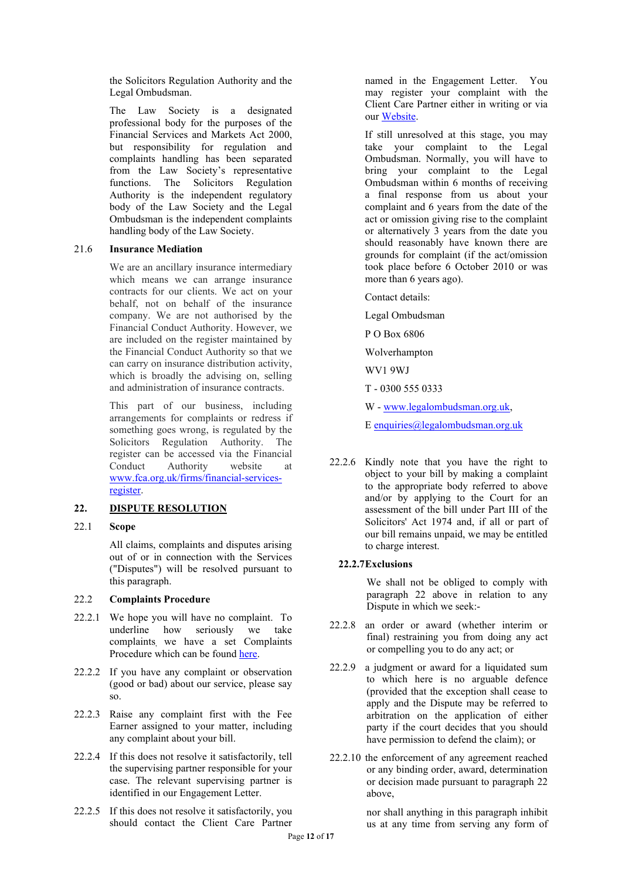the Solicitors Regulation Authority and the Legal Ombudsman.

The Law Society is a designated professional body for the purposes of the Financial Services and Markets Act 2000, but responsibility for regulation and complaints handling has been separated from the Law Society's representative functions. The Solicitors Regulation Authority is the independent regulatory body of the Law Society and the Legal Ombudsman is the independent complaints handling body of the Law Society.

21.6 **Insurance Mediation**

We are an ancillary insurance intermediary which means we can arrange insurance contracts for our clients. We act on your behalf, not on behalf of the insurance company. We are not authorised by the Financial Conduct Authority. However, we are included on the register maintained by the Financial Conduct Authority so that we can carry on insurance distribution activity, which is broadly the advising on, selling and administration of insurance contracts.

This part of our business, including arrangements for complaints or redress if something goes wrong, is regulated by the Solicitors Regulation Authority. The register can be accessed via the Financial Conduct Authority website at [www.fca.org.uk/firms/financial-services-register](www.fca.org.uk/firms/financial-services-register).

## 22. DISPUTE RESOLUTION

22.1 **Scope**

All claims, complaints and disputes arising out of or in connection with the Services ("Disputes") will be resolved pursuant to this paragraph.

22.2 **Complaints Procedure**

22.2.1 We hope you will have no complaint. To underline how seriously we take complaints, we have a set Complaints Procedure which can be found here.

22.2.2 If you have any complaint or observation (good or bad) about our service, please say so.

22.2.3 Raise any complaint first with the Fee Earner assigned to your matter, including any complaint about your bill.

22.2.4 If this does not resolve it satisfactorily, tell the supervising partner responsible for your case. The relevant supervising partner is identified in our Engagement Letter.

22.2.5 If this does not resolve it satisfactorily, you should contact the Client Care Partner named in the Engagement Letter. You may register your complaint with the Client Care Partner either in writing or via our Website.

If still unresolved at this stage, you may take your complaint to the Legal Ombudsman. Normally, you will have to bring your complaint to the Legal Ombudsman within 6 months of receiving a final response from us about your complaint and 6 years from the date of the act or omission giving rise to the complaint or alternatively 3 years from the date you should reasonably have known there are grounds for complaint (if the act/omission took place before 6 October 2010 or was more than 6 years ago).

Contact details:

Legal Ombudsman

P O Box 6806

Wolverhampton

WV1 9WJ

T - 0300 555 0333

W - [www.legalombudsman.org.uk](www.legalombudsman.org.uk),

E [enquiries@legalombudsman.org.uk](mailto:enquiries@legalombudsman.org.uk)

22.2.6 Kindly note that you have the right to object to your bill by making a complaint to the appropriate body referred to above and/or by applying to the Court for an assessment of the bill under Part III of the Solicitors' Act 1974 and, if all or part of our bill remains unpaid, we may be entitled to charge interest.

**22.2.7 Exclusions**

We shall not be obliged to comply with paragraph 22 above in relation to any Dispute in which we seek:-

22.2.8 an order or award (whether interim or final) restraining you from doing any act or compelling you to do any act; or

22.2.9 a judgment or award for a liquidated sum to which here is no arguable defence (provided that the exception shall cease to apply and the Dispute may be referred to arbitration on the application of either party if the court decides that you should have permission to defend the claim); or

22.2.10 the enforcement of any agreement reached or any binding order, award, determination or decision made pursuant to paragraph 22 above,

nor shall anything in this paragraph inhibit us at any time from serving any form of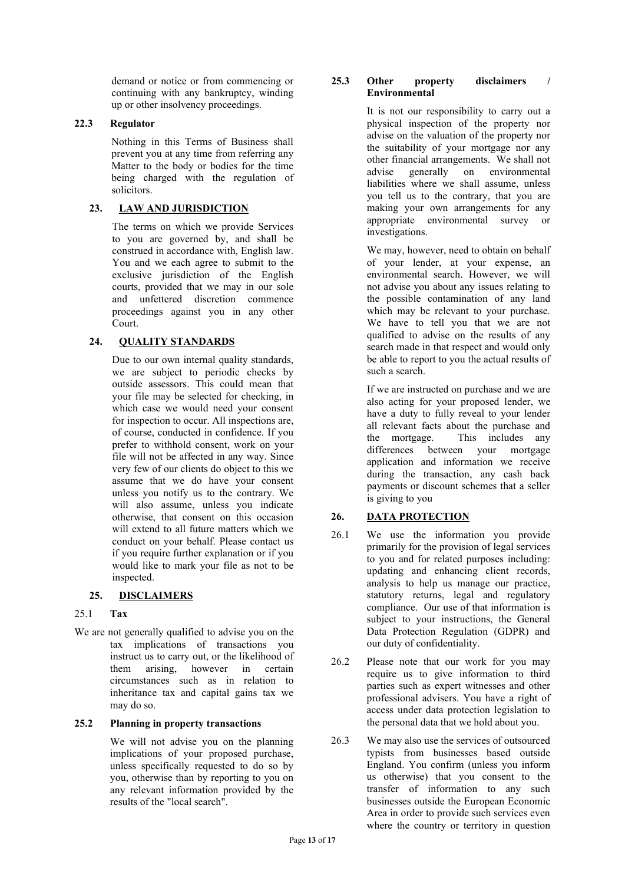demand or notice or from commencing or continuing with any bankruptcy, winding up or other insolvency proceedings.

**22.3 Regulator**

Nothing in this Terms of Business shall prevent you at any time from referring any Matter to the body or bodies for the time being charged with the regulation of solicitors.

## 23. LAW AND JURISDICTION

The terms on which we provide Services to you are governed by, and shall be construed in accordance with, English law. You and we each agree to submit to the exclusive jurisdiction of the English courts, provided that we may in our sole and unfettered discretion commence proceedings against you in any other Court.

## 24. QUALITY STANDARDS

Due to our own internal quality standards, we are subject to periodic checks by outside assessors. This could mean that your file may be selected for checking, in which case we would need your consent for inspection to occur. All inspections are, of course, conducted in confidence. If you prefer to withhold consent, work on your file will not be affected in any way. Since very few of our clients do object to this we assume that we do have your consent unless you notify us to the contrary. We will also assume, unless you indicate otherwise, that consent on this occasion will extend to all future matters which we conduct on your behalf. Please contact us if you require further explanation or if you would like to mark your file as not to be inspected.

## 25. DISCLAIMERS

25.1 **Tax**

We are not generally qualified to advise you on the tax implications of transactions you instruct us to carry out, or the likelihood of them arising, however in certain circumstances such as in relation to inheritance tax and capital gains tax we may do so.

**25.2 Planning in property transactions**

We will not advise you on the planning implications of your proposed purchase, unless specifically requested to do so by you, otherwise than by reporting to you on any relevant information provided by the results of the "local search".

**25.3 Other property disclaimers / Environmental**

It is not our responsibility to carry out a physical inspection of the property nor advise on the valuation of the property nor the suitability of your mortgage nor any other financial arrangements. We shall not advise generally on environmental liabilities where we shall assume, unless you tell us to the contrary, that you are making your own arrangements for any appropriate environmental survey or investigations.

We may, however, need to obtain on behalf of your lender, at your expense, an environmental search. However, we will not advise you about any issues relating to the possible contamination of any land which may be relevant to your purchase. We have to tell you that we are not qualified to advise on the results of any search made in that respect and would only be able to report to you the actual results of such a search.

If we are instructed on purchase and we are also acting for your proposed lender, we have a duty to fully reveal to your lender all relevant facts about the purchase and the mortgage. This includes any differences between your mortgage application and information we receive during the transaction, any cash back payments or discount schemes that a seller is giving to you

## 26. DATA PROTECTION

26.1 We use the information you provide primarily for the provision of legal services to you and for related purposes including: updating and enhancing client records, analysis to help us manage our practice, statutory returns, legal and regulatory compliance. Our use of that information is subject to your instructions, the General Data Protection Regulation (GDPR) and our duty of confidentiality.

26.2 Please note that our work for you may require us to give information to third parties such as expert witnesses and other professional advisers. You have a right of access under data protection legislation to the personal data that we hold about you.

26.3 We may also use the services of outsourced typists from businesses based outside England. You confirm (unless you inform us otherwise) that you consent to the transfer of information to any such businesses outside the European Economic Area in order to provide such services even where the country or territory in question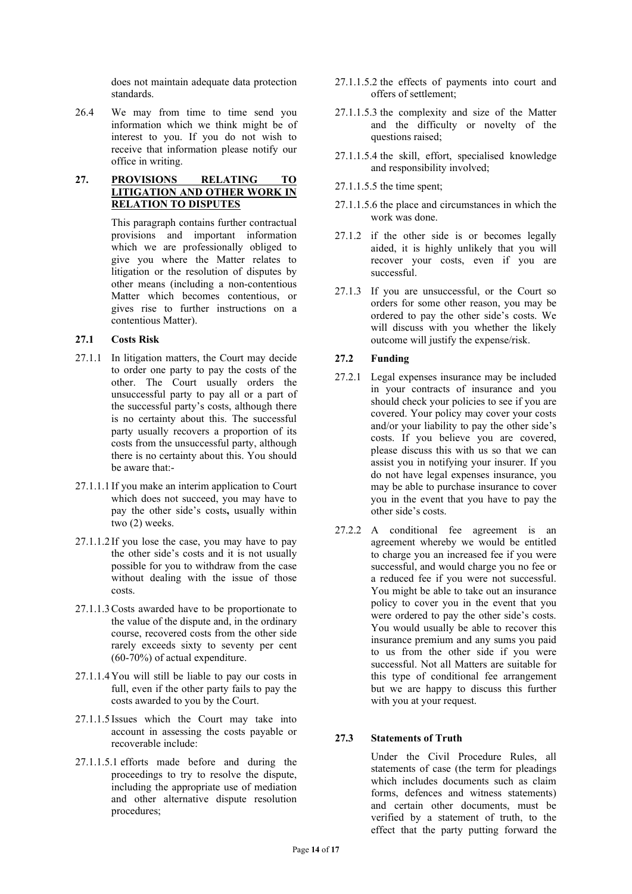does not maintain adequate data protection standards.

26.4 We may from time to time send you information which we think might be of interest to you. If you do not wish to receive that information please notify our office in writing.

## 27. PROVISIONS RELATING TO LITIGATION AND OTHER WORK IN RELATION TO DISPUTES

This paragraph contains further contractual provisions and important information which we are professionally obliged to give you where the Matter relates to litigation or the resolution of disputes by other means (including a non-contentious Matter which becomes contentious, or gives rise to further instructions on a contentious Matter).

### 27.1 Costs Risk

27.1.1 In litigation matters, the Court may decide to order one party to pay the costs of the other. The Court usually orders the unsuccessful party to pay all or a part of the successful party's costs, although there is no certainty about this. The successful party usually recovers a proportion of its costs from the unsuccessful party, although there is no certainty about this. You should be aware that:-

27.1.1.1 If you make an interim application to Court which does not succeed, you may have to pay the other side's costs**,** usually within two (2) weeks.

27.1.1.2 If you lose the case, you may have to pay the other side's costs and it is not usually possible for you to withdraw from the case without dealing with the issue of those costs.

27.1.1.3 Costs awarded have to be proportionate to the value of the dispute and, in the ordinary course, recovered costs from the other side rarely exceeds sixty to seventy per cent (60-70%) of actual expenditure.

27.1.1.4 You will still be liable to pay our costs in full, even if the other party fails to pay the costs awarded to you by the Court.

27.1.1.5 Issues which the Court may take into account in assessing the costs payable or recoverable include:

27.1.1.5.1 efforts made before and during the proceedings to try to resolve the dispute, including the appropriate use of mediation and other alternative dispute resolution procedures;

27.1.1.5.2 the effects of payments into court and offers of settlement;

27.1.1.5.3 the complexity and size of the Matter and the difficulty or novelty of the questions raised;

27.1.1.5.4 the skill, effort, specialised knowledge and responsibility involved;

27.1.1.5.5 the time spent;

27.1.1.5.6 the place and circumstances in which the work was done.

27.1.2 if the other side is or becomes legally aided, it is highly unlikely that you will recover your costs, even if you are successful.

27.1.3 If you are unsuccessful, or the Court so orders for some other reason, you may be ordered to pay the other side's costs. We will discuss with you whether the likely outcome will justify the expense/risk.

### 27.2 Funding

27.2.1 Legal expenses insurance may be included in your contracts of insurance and you should check your policies to see if you are covered. Your policy may cover your costs and/or your liability to pay the other side's costs. If you believe you are covered, please discuss this with us so that we can assist you in notifying your insurer. If you do not have legal expenses insurance, you may be able to purchase insurance to cover you in the event that you have to pay the other side's costs.

27.2.2 A conditional fee agreement is an agreement whereby we would be entitled to charge you an increased fee if you were successful, and would charge you no fee or a reduced fee if you were not successful. You might be able to take out an insurance policy to cover you in the event that you were ordered to pay the other side's costs. You would usually be able to recover this insurance premium and any sums you paid to us from the other side if you were successful. Not all Matters are suitable for this type of conditional fee arrangement but we are happy to discuss this further with you at your request.

### 27.3 Statements of Truth

Under the Civil Procedure Rules, all statements of case (the term for pleadings which includes documents such as claim forms, defences and witness statements) and certain other documents, must be verified by a statement of truth, to the effect that the party putting forward the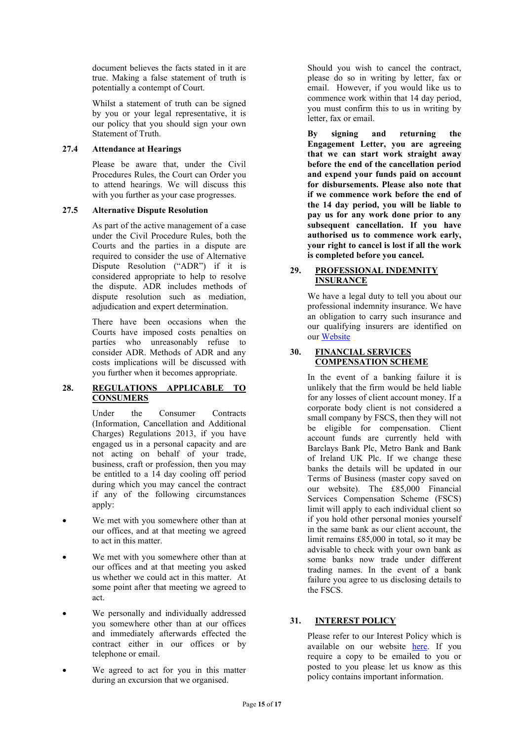document believes the facts stated in it are true. Making a false statement of truth is potentially a contempt of Court.

Whilst a statement of truth can be signed by you or your legal representative, it is our policy that you should sign your own Statement of Truth.

### 27.4 Attendance at Hearings

Please be aware that, under the Civil Procedures Rules, the Court can Order you to attend hearings. We will discuss this with you further as your case progresses.

### 27.5 Alternative Dispute Resolution

As part of the active management of a case under the Civil Procedure Rules, both the Courts and the parties in a dispute are required to consider the use of Alternative Dispute Resolution ("ADR") if it is considered appropriate to help to resolve the dispute. ADR includes methods of dispute resolution such as mediation, adjudication and expert determination.

There have been occasions when the Courts have imposed costs penalties on parties who unreasonably refuse to consider ADR. Methods of ADR and any costs implications will be discussed with you further when it becomes appropriate.

## 28. REGULATIONS APPLICABLE TO CONSUMERS

Under the Consumer Contracts (Information, Cancellation and Additional Charges) Regulations 2013, if you have engaged us in a personal capacity and are not acting on behalf of your trade, business, craft or profession, then you may be entitled to a 14 day cooling off period during which you may cancel the contract if any of the following circumstances apply:

- We met with you somewhere other than at our offices, and at that meeting we agreed to act in this matter.
- We met with you somewhere other than at our offices and at that meeting you asked us whether we could act in this matter. At some point after that meeting we agreed to act.
- We personally and individually addressed you somewhere other than at our offices and immediately afterwards effected the contract either in our offices or by telephone or email.
- We agreed to act for you in this matter during an excursion that we organised.

Should you wish to cancel the contract, please do so in writing by letter, fax or email. However, if you would like us to commence work within that 14 day period, you must confirm this to us in writing by letter, fax or email.

**By signing and returning the Engagement Letter, you are agreeing that we can start work straight away before the end of the cancellation period and expend your funds paid on account for disbursements. Please also note that if we commence work before the end of the 14 day period, you will be liable to pay us for any work done prior to any subsequent cancellation. If you have authorised us to commence work early, your right to cancel is lost if all the work is completed before you cancel.**

## 29. PROFESSIONAL INDEMNITY INSURANCE

We have a legal duty to tell you about our professional indemnity insurance. We have an obligation to carry such insurance and our qualifying insurers are identified on our [Website]

## 30. FINANCIAL SERVICES COMPENSATION SCHEME

In the event of a banking failure it is unlikely that the firm would be held liable for any losses of client account money. If a corporate body client is not considered a small company by FSCS, then they will not be eligible for compensation. Client account funds are currently held with Barclays Bank Plc, Metro Bank and Bank of Ireland UK Plc. If we change these banks the details will be updated in our Terms of Business (master copy saved on our website). The £85,000 Financial Services Compensation Scheme (FSCS) limit will apply to each individual client so if you hold other personal monies yourself in the same bank as our client account, the limit remains £85,000 in total, so it may be advisable to check with your own bank as some banks now trade under different trading names. In the event of a bank failure you agree to us disclosing details to the FSCS.

## 31. INTEREST POLICY

Please refer to our Interest Policy which is available on our website [here]. If you require a copy to be emailed to you or posted to you please let us know as this policy contains important information.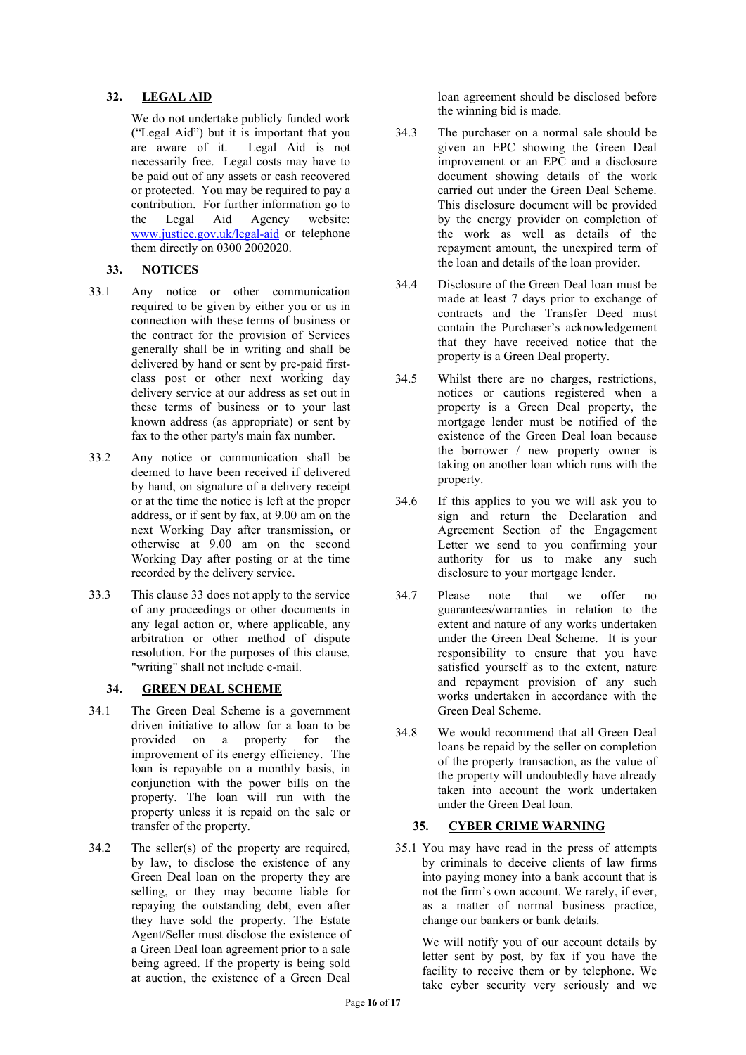## 32. LEGAL AID

We do not undertake publicly funded work ("Legal Aid") but it is important that you are aware of it. Legal Aid is not necessarily free. Legal costs may have to be paid out of any assets or cash recovered or protected. You may be required to pay a contribution. For further information go to the Legal Aid Agency website: [www.justice.gov.uk/legal-aid](http://www.justice.gov.uk/legal-aid) or telephone them directly on 0300 2002020.

## 33. NOTICES

33.1 Any notice or other communication required to be given by either you or us in connection with these terms of business or the contract for the provision of Services generally shall be in writing and shall be delivered by hand or sent by pre-paid first-class post or other next working day delivery service at our address as set out in these terms of business or to your last known address (as appropriate) or sent by fax to the other party's main fax number.

33.2 Any notice or communication shall be deemed to have been received if delivered by hand, on signature of a delivery receipt or at the time the notice is left at the proper address, or if sent by fax, at 9.00 am on the next Working Day after transmission, or otherwise at 9.00 am on the second Working Day after posting or at the time recorded by the delivery service.

33.3 This clause 33 does not apply to the service of any proceedings or other documents in any legal action or, where applicable, any arbitration or other method of dispute resolution. For the purposes of this clause, "writing" shall not include e-mail.

## 34. GREEN DEAL SCHEME

34.1 The Green Deal Scheme is a government driven initiative to allow for a loan to be provided on a property for the improvement of its energy efficiency. The loan is repayable on a monthly basis, in conjunction with the power bills on the property. The loan will run with the property unless it is repaid on the sale or transfer of the property.

34.2 The seller(s) of the property are required, by law, to disclose the existence of any Green Deal loan on the property they are selling, or they may become liable for repaying the outstanding debt, even after they have sold the property. The Estate Agent/Seller must disclose the existence of a Green Deal loan agreement prior to a sale being agreed. If the property is being sold at auction, the existence of a Green Deal loan agreement should be disclosed before the winning bid is made.

34.3 The purchaser on a normal sale should be given an EPC showing the Green Deal improvement or an EPC and a disclosure document showing details of the work carried out under the Green Deal Scheme. This disclosure document will be provided by the energy provider on completion of the work as well as details of the repayment amount, the unexpired term of the loan and details of the loan provider.

34.4 Disclosure of the Green Deal loan must be made at least 7 days prior to exchange of contracts and the Transfer Deed must contain the Purchaser's acknowledgement that they have received notice that the property is a Green Deal property.

34.5 Whilst there are no charges, restrictions, notices or cautions registered when a property is a Green Deal property, the mortgage lender must be notified of the existence of the Green Deal loan because the borrower / new property owner is taking on another loan which runs with the property.

34.6 If this applies to you we will ask you to sign and return the Declaration and Agreement Section of the Engagement Letter we send to you confirming your authority for us to make any such disclosure to your mortgage lender.

34.7 Please note that we offer no guarantees/warranties in relation to the extent and nature of any works undertaken under the Green Deal Scheme. It is your responsibility to ensure that you have satisfied yourself as to the extent, nature and repayment provision of any such works undertaken in accordance with the Green Deal Scheme.

34.8 We would recommend that all Green Deal loans be repaid by the seller on completion of the property transaction, as the value of the property will undoubtedly have already taken into account the work undertaken under the Green Deal loan.

## 35. CYBER CRIME WARNING

35.1 You may have read in the press of attempts by criminals to deceive clients of law firms into paying money into a bank account that is not the firm's own account. We rarely, if ever, as a matter of normal business practice, change our bankers or bank details.

We will notify you of our account details by letter sent by post, by fax if you have the facility to receive them or by telephone. We take cyber security very seriously and we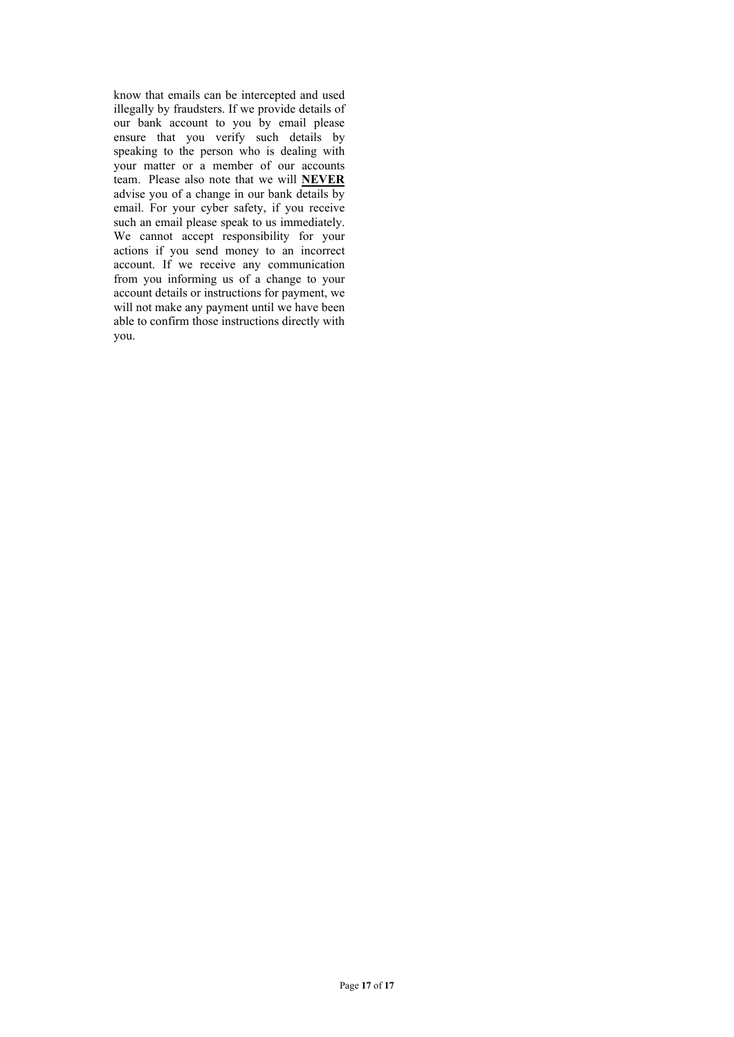know that emails can be intercepted and used illegally by fraudsters. If we provide details of our bank account to you by email please ensure that you verify such details by speaking to the person who is dealing with your matter or a member of our accounts team. Please also note that we will **NEVER** advise you of a change in our bank details by email. For your cyber safety, if you receive such an email please speak to us immediately. We cannot accept responsibility for your actions if you send money to an incorrect account. If we receive any communication from you informing us of a change to your account details or instructions for payment, we will not make any payment until we have been able to confirm those instructions directly with you.